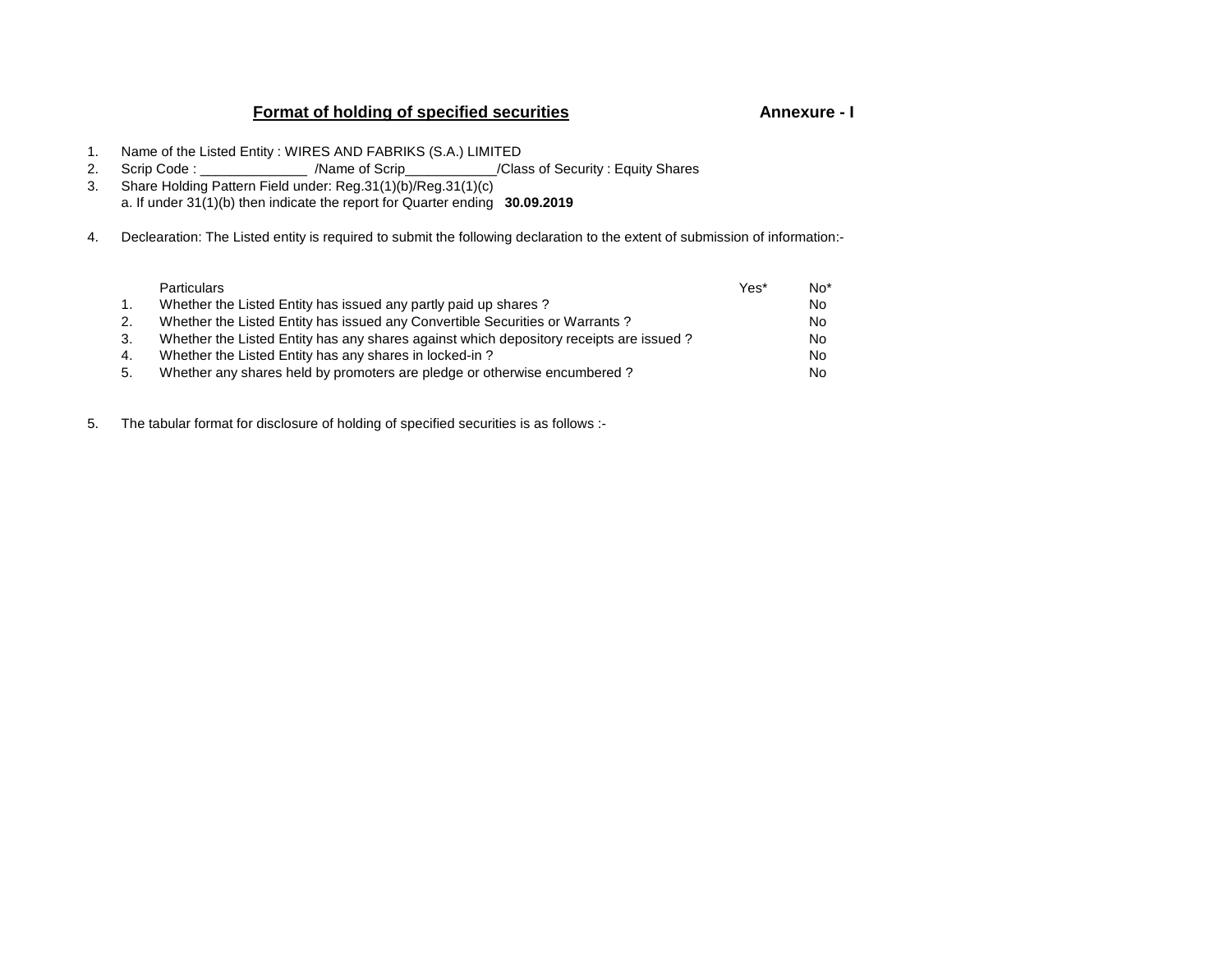**<u>Format of holding of specified securities</u>** **Annexure - I**

1. Name of the Listed Entity : WIRES AND FABRIKS (S.A.) LIMITED
2. Scrip Code : ______________ /Name of Scrip____________/Class of Security : Equity Shares
3. Share Holding Pattern Field under: Reg.31(1)(b)/Reg.31(1)(c)
   a. If under 31(1)(b) then indicate the report for Quarter ending **30.09.2019**
4. Declearation: The Listed entity is required to submit the following declaration to the extent of submission of information:-

| | Particulars | Yes* | No* |
|---|---|---|---|
| 1. | Whether the Listed Entity has issued any partly paid up shares ? | | No |
| 2. | Whether the Listed Entity has issued any Convertible Securities or Warrants ? | | No |
| 3. | Whether the Listed Entity has any shares against which depository receipts are issued ? | | No |
| 4. | Whether the Listed Entity has any shares in locked-in ? | | No |
| 5. | Whether any shares held by promoters are pledge or otherwise encumbered ? | | No |

5. The tabular format for disclosure of holding of specified securities is as follows :-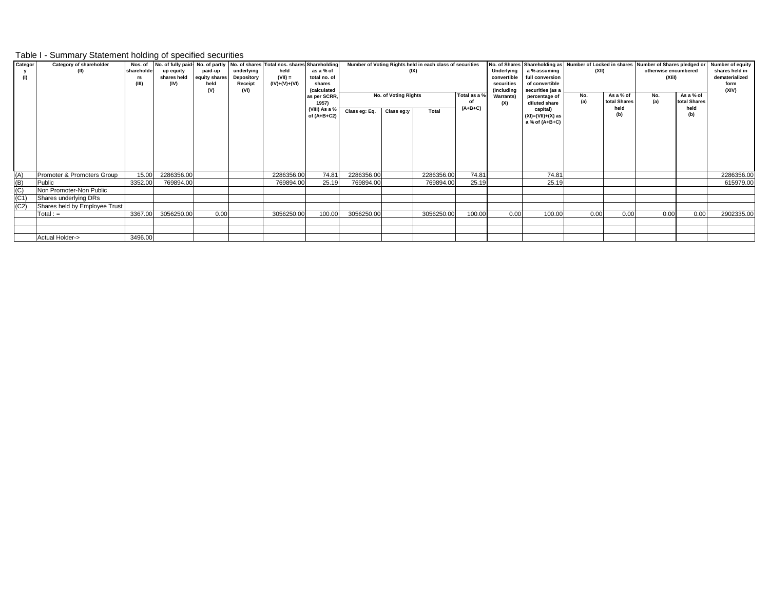## Table I - Summary Statement holding of specified securities

| Category (I) | Category of shareholder (II) | Nos. of shareholders (III) | No. of fully paid-up equity shares held (IV) | No. of partly paid-up equity shares held (V) | No. of shares underlying Depository Receipt (VI) | Total nos. shares held (VII) = (IV)+(V)+(VI) | Shareholding as a % of total no. of shares (calculated as per SCRR, 1957) (VIII) As a % of (A+B+C2) | Number of Voting Rights held in each class of securities (IX) | | | | No. of Shares Underlying convertible securities (Including Warrants) (X) | Shareholding as a % assuming full conversion of convertible securities (as a percentage of diluted share capital) (XI)=(VII)+(X) as a % of (A+B+C) | Number of Locked in shares (XII) | | Number of Shares pledged or otherwise encumbered (XIII) | | Number of equity shares held in dematerialized form (XIV) |
|---|---|---|---|---|---|---|---|---|---|---|---|---|---|---|---|---|---|---|
| | | | | | | | | No. of Voting Rights | | | Total as a % of (A+B+C) | | | No. (a) | As a % of total Shares held (b) | No. (a) | As a % of total Shares held (b) | |
| | | | | | | | | Class eg: Eq. | Class eg:y | Total | | | | | | | | |
| (A) | Promoter & Promoters Group | 15.00 | 2286356.00 | | | 2286356.00 | 74.81 | 2286356.00 | | 2286356.00 | 74.81 | | 74.81 | | | | | 2286356.00 |
| (B) | Public | 3352.00 | 769894.00 | | | 769894.00 | 25.19 | 769894.00 | | 769894.00 | 25.19 | | 25.19 | | | | | 615979.00 |
| (C) | Non Promoter-Non Public | | | | | | | | | | | | | | | | | |
| (C1) | Shares underlying DRs | | | | | | | | | | | | | | | | | |
| (C2) | Shares held by Employee Trust | | | | | | | | | | | | | | | | | |
| | Total : = | 3367.00 | 3056250.00 | 0.00 | | 3056250.00 | 100.00 | 3056250.00 | | 3056250.00 | 100.00 | 0.00 | 100.00 | 0.00 | 0.00 | 0.00 | 0.00 | 2902335.00 |
| | | | | | | | | | | | | | | | | | | |
| | | | | | | | | | | | | | | | | | | |
| | Actual Holder-> | 3496.00 | | | | | | | | | | | | | | | | |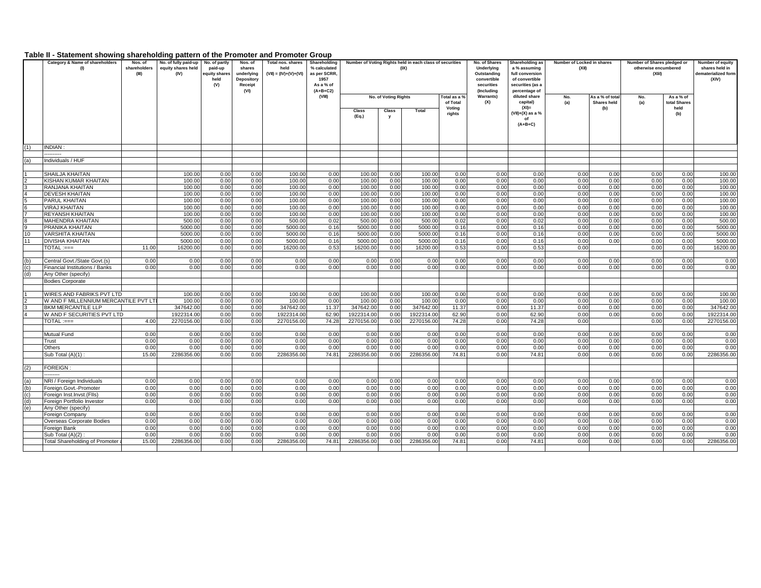# Table II - Statement showing shareholding pattern of the Promoter and Promoter Group

| | Category & Name of shareholders (I) | Nos. of shareholders (III) | No. of fully paid-up equity shares held (IV) | No. of partly paid-up equity shares held (V) | Nos. of shares underlying Depository Receipt (VI) | Total nos. shares held (VII) = (IV)+(V)+(VI) | Shareholding % calculated as per SCRR, 1957 As a % of (A+B+C2) (VIII) | Number of Voting Rights held in each class of securities (IX) | | | | No. of Shares Underlying Outstanding convertible securities (Including Warrants) (X) | Shareholding as a % assuming full conversion of convertible securities (as a percentage of diluted share capital) (XI)= (VII)+(X) as a % of (A+B+C) | Number of Locked in shares (XII) | | Number of Shares pledged or otherwise encumbered (XIII) | | Number of equity shares held in dematerialized form (XIV) |
|---|---|---|---|---|---|---|---|---|---|---|---|---|---|---|---|---|---|---|
| | | | | | | | | No. of Voting Rights | | | Total as a % of Total Voting rights | | | No. (a) | As a % of total Shares held (b) | No. (a) | As a % of total Shares held (b) | |
| | | | | | | | | Class (Eq.) | Class y | Total | | | | | | | | |
| (1) | INDIAN : | | | | | | | | | | | | | | | | | |
| | ---------- | | | | | | | | | | | | | | | | | |
| (a) | Individuals / HUF | | | | | | | | | | | | | | | | | |
| 1 | SHAILJA KHAITAN | | 100.00 | 0.00 | 0.00 | 100.00 | 0.00 | 100.00 | 0.00 | 100.00 | 0.00 | 0.00 | 0.00 | 0.00 | 0.00 | 0.00 | 0.00 | 100.00 |
| 2 | KISHAN KUMAR KHAITAN | | 100.00 | 0.00 | 0.00 | 100.00 | 0.00 | 100.00 | 0.00 | 100.00 | 0.00 | 0.00 | 0.00 | 0.00 | 0.00 | 0.00 | 0.00 | 100.00 |
| 3 | RANJANA KHAITAN | | 100.00 | 0.00 | 0.00 | 100.00 | 0.00 | 100.00 | 0.00 | 100.00 | 0.00 | 0.00 | 0.00 | 0.00 | 0.00 | 0.00 | 0.00 | 100.00 |
| 4 | DEVESH KHAITAN | | 100.00 | 0.00 | 0.00 | 100.00 | 0.00 | 100.00 | 0.00 | 100.00 | 0.00 | 0.00 | 0.00 | 0.00 | 0.00 | 0.00 | 0.00 | 100.00 |
| 5 | PARUL KHAITAN | | 100.00 | 0.00 | 0.00 | 100.00 | 0.00 | 100.00 | 0.00 | 100.00 | 0.00 | 0.00 | 0.00 | 0.00 | 0.00 | 0.00 | 0.00 | 100.00 |
| 6 | VIRAJ KHAITAN | | 100.00 | 0.00 | 0.00 | 100.00 | 0.00 | 100.00 | 0.00 | 100.00 | 0.00 | 0.00 | 0.00 | 0.00 | 0.00 | 0.00 | 0.00 | 100.00 |
| 7 | REYANSH KHAITAN | | 100.00 | 0.00 | 0.00 | 100.00 | 0.00 | 100.00 | 0.00 | 100.00 | 0.00 | 0.00 | 0.00 | 0.00 | 0.00 | 0.00 | 0.00 | 100.00 |
| 8 | MAHENDRA KHAITAN | | 500.00 | 0.00 | 0.00 | 500.00 | 0.02 | 500.00 | 0.00 | 500.00 | 0.02 | 0.00 | 0.02 | 0.00 | 0.00 | 0.00 | 0.00 | 500.00 |
| 9 | PRANIKA KHAITAN | | 5000.00 | 0.00 | 0.00 | 5000.00 | 0.16 | 5000.00 | 0.00 | 5000.00 | 0.16 | 0.00 | 0.16 | 0.00 | 0.00 | 0.00 | 0.00 | 5000.00 |
| 10 | VARSHITA KHAITAN | | 5000.00 | 0.00 | 0.00 | 5000.00 | 0.16 | 5000.00 | 0.00 | 5000.00 | 0.16 | 0.00 | 0.16 | 0.00 | 0.00 | 0.00 | 0.00 | 5000.00 |
| 11 | DIVISHA KHAITAN | | 5000.00 | 0.00 | 0.00 | 5000.00 | 0.16 | 5000.00 | 0.00 | 5000.00 | 0.16 | 0.00 | 0.16 | 0.00 | 0.00 | 0.00 | 0.00 | 5000.00 |
| | TOTAL :=== | 11.00 | 16200.00 | 0.00 | 0.00 | 16200.00 | 0.53 | 16200.00 | 0.00 | 16200.00 | 0.53 | 0.00 | 0.53 | 0.00 | | 0.00 | 0.00 | 16200.00 |
| (b) | Central Govt./State Govt.(s) | 0.00 | 0.00 | 0.00 | 0.00 | 0.00 | 0.00 | 0.00 | 0.00 | 0.00 | 0.00 | 0.00 | 0.00 | 0.00 | 0.00 | 0.00 | 0.00 | 0.00 |
| (c) | Financial Institutions / Banks | 0.00 | 0.00 | 0.00 | 0.00 | 0.00 | 0.00 | 0.00 | 0.00 | 0.00 | 0.00 | 0.00 | 0.00 | 0.00 | 0.00 | 0.00 | 0.00 | 0.00 |
| (d) | Any Other (specify) | | | | | | | | | | | | | | | | | |
| | Bodies Corporate | | | | | | | | | | | | | | | | | |
| 1 | WIRES AND FABRIKS PVT LTD | | 100.00 | 0.00 | 0.00 | 100.00 | 0.00 | 100.00 | 0.00 | 100.00 | 0.00 | 0.00 | 0.00 | 0.00 | 0.00 | 0.00 | 0.00 | 100.00 |
| 2 | W AND F MILLENNIUM MERCANTILE PVT LTI | | 100.00 | 0.00 | 0.00 | 100.00 | 0.00 | 100.00 | 0.00 | 100.00 | 0.00 | 0.00 | 0.00 | 0.00 | 0.00 | 0.00 | 0.00 | 100.00 |
| 3 | BKM MERCANTILE LLP | | 347642.00 | 0.00 | 0.00 | 347642.00 | 11.37 | 347642.00 | 0.00 | 347642.00 | 11.37 | 0.00 | 11.37 | 0.00 | 0.00 | 0.00 | 0.00 | 347642.00 |
| 4 | W AND F SECURITIES PVT LTD | | 1922314.00 | 0.00 | 0.00 | 1922314.00 | 62.90 | 1922314.00 | 0.00 | 1922314.00 | 62.90 | 0.00 | 62.90 | 0.00 | 0.00 | 0.00 | 0.00 | 1922314.00 |
| | TOTAL :=== | 4.00 | 2270156.00 | 0.00 | 0.00 | 2270156.00 | 74.28 | 2270156.00 | 0.00 | 2270156.00 | 74.28 | 0.00 | 74.28 | 0.00 | | 0.00 | 0.00 | 2270156.00 |
| | Mutual Fund | 0.00 | 0.00 | 0.00 | 0.00 | 0.00 | 0.00 | 0.00 | 0.00 | 0.00 | 0.00 | 0.00 | 0.00 | 0.00 | 0.00 | 0.00 | 0.00 | 0.00 |
| | Trust | 0.00 | 0.00 | 0.00 | 0.00 | 0.00 | 0.00 | 0.00 | 0.00 | 0.00 | 0.00 | 0.00 | 0.00 | 0.00 | 0.00 | 0.00 | 0.00 | 0.00 |
| | Others | 0.00 | 0.00 | 0.00 | 0.00 | 0.00 | 0.00 | 0.00 | 0.00 | 0.00 | 0.00 | 0.00 | 0.00 | 0.00 | 0.00 | 0.00 | 0.00 | 0.00 |
| | Sub Total (A)(1) : | 15.00 | 2286356.00 | 0.00 | 0.00 | 2286356.00 | 74.81 | 2286356.00 | 0.00 | 2286356.00 | 74.81 | 0.00 | 74.81 | 0.00 | 0.00 | 0.00 | 0.00 | 2286356.00 |
| (2) | FOREIGN : | | | | | | | | | | | | | | | | | |
| | ---------- | | | | | | | | | | | | | | | | | |
| (a) | NRI / Foreign Individuals | 0.00 | 0.00 | 0.00 | 0.00 | 0.00 | 0.00 | 0.00 | 0.00 | 0.00 | 0.00 | 0.00 | 0.00 | 0.00 | 0.00 | 0.00 | 0.00 | 0.00 |
| (b) | Foreign.Govt.-Promoter | 0.00 | 0.00 | 0.00 | 0.00 | 0.00 | 0.00 | 0.00 | 0.00 | 0.00 | 0.00 | 0.00 | 0.00 | 0.00 | 0.00 | 0.00 | 0.00 | 0.00 |
| (c) | Foreign Inst.Invst.(FIIs) | 0.00 | 0.00 | 0.00 | 0.00 | 0.00 | 0.00 | 0.00 | 0.00 | 0.00 | 0.00 | 0.00 | 0.00 | 0.00 | 0.00 | 0.00 | 0.00 | 0.00 |
| (d) | Foreign Portfolio Investor | 0.00 | 0.00 | 0.00 | 0.00 | 0.00 | 0.00 | 0.00 | 0.00 | 0.00 | 0.00 | 0.00 | 0.00 | 0.00 | 0.00 | 0.00 | 0.00 | 0.00 |
| (e) | Any Other (specify) | | | | | | | | | | | | | | | | | |
| | Foreign Company | 0.00 | 0.00 | 0.00 | 0.00 | 0.00 | 0.00 | 0.00 | 0.00 | 0.00 | 0.00 | 0.00 | 0.00 | 0.00 | 0.00 | 0.00 | 0.00 | 0.00 |
| | Overseas Corporate Bodies | 0.00 | 0.00 | 0.00 | 0.00 | 0.00 | 0.00 | 0.00 | 0.00 | 0.00 | 0.00 | 0.00 | 0.00 | 0.00 | 0.00 | 0.00 | 0.00 | 0.00 |
| | Foreign Bank | 0.00 | 0.00 | 0.00 | 0.00 | 0.00 | 0.00 | 0.00 | 0.00 | 0.00 | 0.00 | 0.00 | 0.00 | 0.00 | 0.00 | 0.00 | 0.00 | 0.00 |
| | Sub Total (A)(2) : | 0.00 | 0.00 | 0.00 | 0.00 | 0.00 | 0.00 | 0.00 | 0.00 | 0.00 | 0.00 | 0.00 | 0.00 | 0.00 | 0.00 | 0.00 | 0.00 | 0.00 |
| | Total Shareholding of Promoter a | 15.00 | 2286356.00 | 0.00 | 0.00 | 2286356.00 | 74.81 | 2286356.00 | 0.00 | 2286356.00 | 74.81 | 0.00 | 74.81 | 0.00 | 0.00 | 0.00 | 0.00 | 2286356.00 |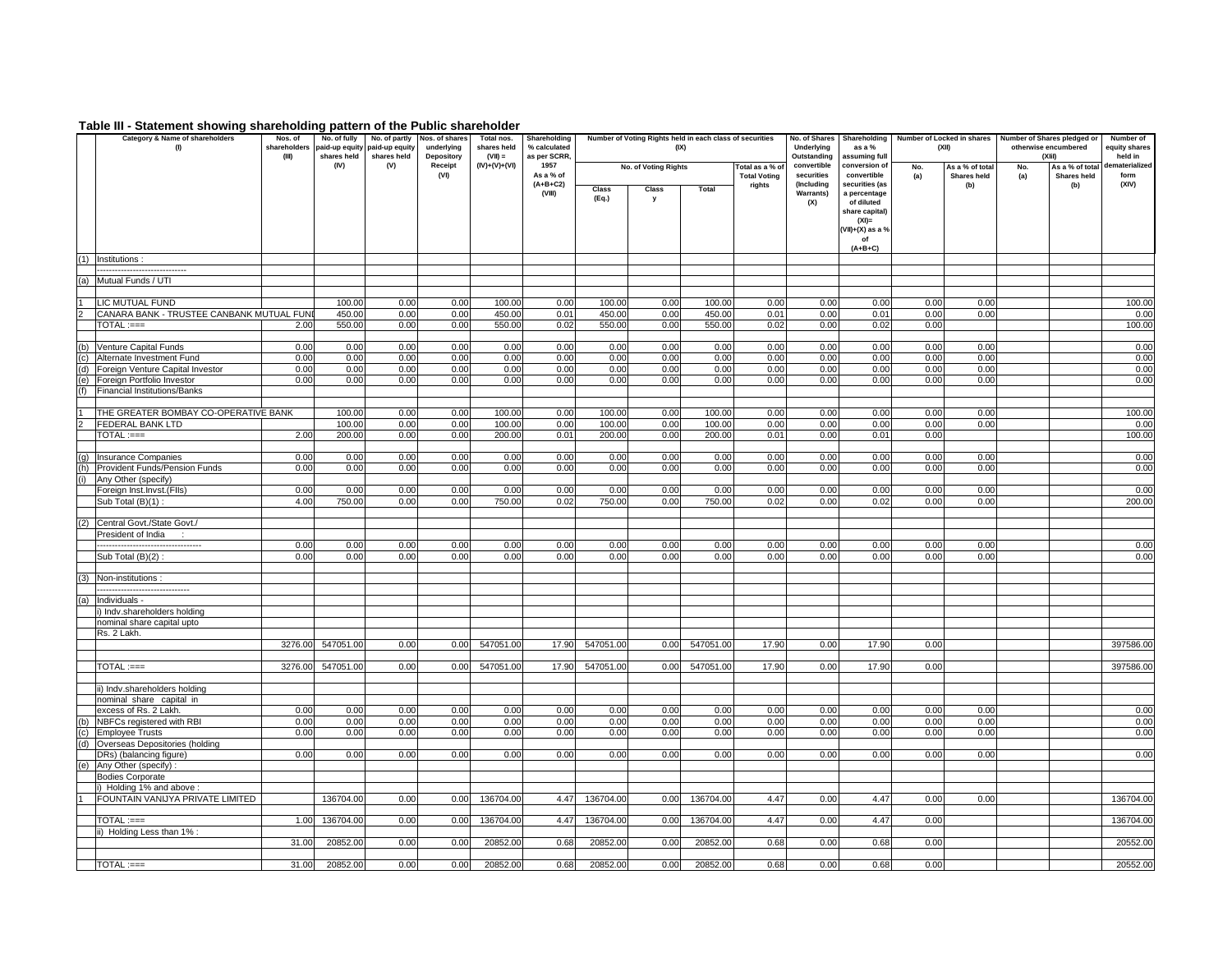**Table III - Statement showing shareholding pattern of the Public shareholder**

| | Category & Name of shareholders (I) | Nos. of shareholders (III) | No. of fully paid-up equity shares held (IV) | No. of partly paid-up equity shares held (V) | Nos. of shares underlying Depository Receipt (VI) | Total nos. shares held (VII) = (IV)+(V)+(VI) | Shareholding % calculated as per SCRR, 1957 As a % of (A+B+C2) (VIII) | Number of Voting Rights held in each class of securities (IX) | | | | No. of Shares Underlying Outstanding convertible securities (Including Warrants) (X) | Shareholding as a % assuming full conversion of convertible securities (as a percentage of diluted share capital) (XI)=(VII)+(X) as a % of (A+B+C) | Number of Locked in shares (XII) | | Number of Shares pledged or otherwise encumbered (XIII) | | Number of equity shares held in dematerialized form (XIV) |
|---|---|---|---|---|---|---|---|---|---|---|---|---|---|---|---|---|---|---|
| | | | | | | | | No. of Voting Rights | | | Total as a % of Total Voting rights | | | No. (a) | As a % of total Shares held (b) | No. (a) | As a % of total Shares held (b) | |
| | | | | | | | | Class (Eq.) | Class y | Total | | | | | | | | |
| (1) | Institutions : | | | | | | | | | | | | | | | | | |
| | ------------------------------ | | | | | | | | | | | | | | | | | |
| (a) | Mutual Funds / UTI | | | | | | | | | | | | | | | | | |
| 1 | LIC MUTUAL FUND | | 100.00 | 0.00 | 0.00 | 100.00 | 0.00 | 100.00 | 0.00 | 100.00 | 0.00 | 0.00 | 0.00 | 0.00 | 0.00 | | | 100.00 |
| 2 | CANARA BANK - TRUSTEE CANBANK MUTUAL FUND | | 450.00 | 0.00 | 0.00 | 450.00 | 0.01 | 450.00 | 0.00 | 450.00 | 0.01 | 0.00 | 0.01 | 0.00 | 0.00 | | | 0.00 |
| | TOTAL :=== | 2.00 | 550.00 | 0.00 | 0.00 | 550.00 | 0.02 | 550.00 | 0.00 | 550.00 | 0.02 | 0.00 | 0.02 | 0.00 | | | | 100.00 |
| (b) | Venture Capital Funds | 0.00 | 0.00 | 0.00 | 0.00 | 0.00 | 0.00 | 0.00 | 0.00 | 0.00 | 0.00 | 0.00 | 0.00 | 0.00 | 0.00 | | | 0.00 |
| (c) | Alternate Investment Fund | 0.00 | 0.00 | 0.00 | 0.00 | 0.00 | 0.00 | 0.00 | 0.00 | 0.00 | 0.00 | 0.00 | 0.00 | 0.00 | 0.00 | | | 0.00 |
| (d) | Foreign Venture Capital Investor | 0.00 | 0.00 | 0.00 | 0.00 | 0.00 | 0.00 | 0.00 | 0.00 | 0.00 | 0.00 | 0.00 | 0.00 | 0.00 | 0.00 | | | 0.00 |
| (e) | Foreign Portfolio Investor | 0.00 | 0.00 | 0.00 | 0.00 | 0.00 | 0.00 | 0.00 | 0.00 | 0.00 | 0.00 | 0.00 | 0.00 | 0.00 | 0.00 | | | 0.00 |
| (f) | Financial Institutions/Banks | | | | | | | | | | | | | | | | | |
| 1 | THE GREATER BOMBAY CO-OPERATIVE BANK | | 100.00 | 0.00 | 0.00 | 100.00 | 0.00 | 100.00 | 0.00 | 100.00 | 0.00 | 0.00 | 0.00 | 0.00 | 0.00 | | | 100.00 |
| 2 | FEDERAL BANK LTD | | 100.00 | 0.00 | 0.00 | 100.00 | 0.00 | 100.00 | 0.00 | 100.00 | 0.00 | 0.00 | 0.00 | 0.00 | 0.00 | | | 0.00 |
| | TOTAL :=== | 2.00 | 200.00 | 0.00 | 0.00 | 200.00 | 0.01 | 200.00 | 0.00 | 200.00 | 0.01 | 0.00 | 0.01 | 0.00 | | | | 100.00 |
| (g) | Insurance Companies | 0.00 | 0.00 | 0.00 | 0.00 | 0.00 | 0.00 | 0.00 | 0.00 | 0.00 | 0.00 | 0.00 | 0.00 | 0.00 | 0.00 | | | 0.00 |
| (h) | Provident Funds/Pension Funds | 0.00 | 0.00 | 0.00 | 0.00 | 0.00 | 0.00 | 0.00 | 0.00 | 0.00 | 0.00 | 0.00 | 0.00 | 0.00 | 0.00 | | | 0.00 |
| (i) | Any Other (specify) | | | | | | | | | | | | | | | | | |
| | Foreign Inst.Invst.(FIIs) | 0.00 | 0.00 | 0.00 | 0.00 | 0.00 | 0.00 | 0.00 | 0.00 | 0.00 | 0.00 | 0.00 | 0.00 | 0.00 | 0.00 | | | 0.00 |
| | Sub Total (B)(1) : | 4.00 | 750.00 | 0.00 | 0.00 | 750.00 | 0.02 | 750.00 | 0.00 | 750.00 | 0.02 | 0.00 | 0.02 | 0.00 | 0.00 | | | 200.00 |
| (2) | Central Govt./State Govt./ President of India : | | | | | | | | | | | | | | | | | |
| | ----------------------------------- | 0.00 | 0.00 | 0.00 | 0.00 | 0.00 | 0.00 | 0.00 | 0.00 | 0.00 | 0.00 | 0.00 | 0.00 | 0.00 | 0.00 | | | 0.00 |
| | Sub Total (B)(2) : | 0.00 | 0.00 | 0.00 | 0.00 | 0.00 | 0.00 | 0.00 | 0.00 | 0.00 | 0.00 | 0.00 | 0.00 | 0.00 | 0.00 | | | 0.00 |
| (3) | Non-institutions : | | | | | | | | | | | | | | | | | |
| | ------------------------------ | | | | | | | | | | | | | | | | | |
| (a) | Individuals - | | | | | | | | | | | | | | | | | |
| | i) Indv.shareholders holding nominal share capital upto Rs. 2 Lakh. | | | | | | | | | | | | | | | | | |
| | | 3276.00 | 547051.00 | 0.00 | 0.00 | 547051.00 | 17.90 | 547051.00 | 0.00 | 547051.00 | 17.90 | 0.00 | 17.90 | 0.00 | | | | 397586.00 |
| | TOTAL :=== | 3276.00 | 547051.00 | 0.00 | 0.00 | 547051.00 | 17.90 | 547051.00 | 0.00 | 547051.00 | 17.90 | 0.00 | 17.90 | 0.00 | | | | 397586.00 |
| | ii) Indv.shareholders holding nominal share capital in excess of Rs. 2 Lakh. | 0.00 | 0.00 | 0.00 | 0.00 | 0.00 | 0.00 | 0.00 | 0.00 | 0.00 | 0.00 | 0.00 | 0.00 | 0.00 | 0.00 | | | 0.00 |
| (b) | NBFCs registered with RBI | 0.00 | 0.00 | 0.00 | 0.00 | 0.00 | 0.00 | 0.00 | 0.00 | 0.00 | 0.00 | 0.00 | 0.00 | 0.00 | 0.00 | | | 0.00 |
| (c) | Employee Trusts | 0.00 | 0.00 | 0.00 | 0.00 | 0.00 | 0.00 | 0.00 | 0.00 | 0.00 | 0.00 | 0.00 | 0.00 | 0.00 | 0.00 | | | 0.00 |
| (d) | Overseas Depositories (holding DRs) (balancing figure) | 0.00 | 0.00 | 0.00 | 0.00 | 0.00 | 0.00 | 0.00 | 0.00 | 0.00 | 0.00 | 0.00 | 0.00 | 0.00 | 0.00 | | | 0.00 |
| (e) | Any Other (specify) : | | | | | | | | | | | | | | | | | |
| | Bodies Corporate | | | | | | | | | | | | | | | | | |
| | i) Holding 1% and above : | | | | | | | | | | | | | | | | | |
| 1 | FOUNTAIN VANIJYA PRIVATE LIMITED | | 136704.00 | 0.00 | 0.00 | 136704.00 | 4.47 | 136704.00 | 0.00 | 136704.00 | 4.47 | 0.00 | 4.47 | 0.00 | 0.00 | | | 136704.00 |
| | TOTAL :=== | 1.00 | 136704.00 | 0.00 | 0.00 | 136704.00 | 4.47 | 136704.00 | 0.00 | 136704.00 | 4.47 | 0.00 | 4.47 | 0.00 | | | | 136704.00 |
| | ii) Holding Less than 1% : | | | | | | | | | | | | | | | | | |
| | | 31.00 | 20852.00 | 0.00 | 0.00 | 20852.00 | 0.68 | 20852.00 | 0.00 | 20852.00 | 0.68 | 0.00 | 0.68 | 0.00 | | | | 20552.00 |
| | TOTAL :=== | 31.00 | 20852.00 | 0.00 | 0.00 | 20852.00 | 0.68 | 20852.00 | 0.00 | 20852.00 | 0.68 | 0.00 | 0.68 | 0.00 | | | | 20552.00 |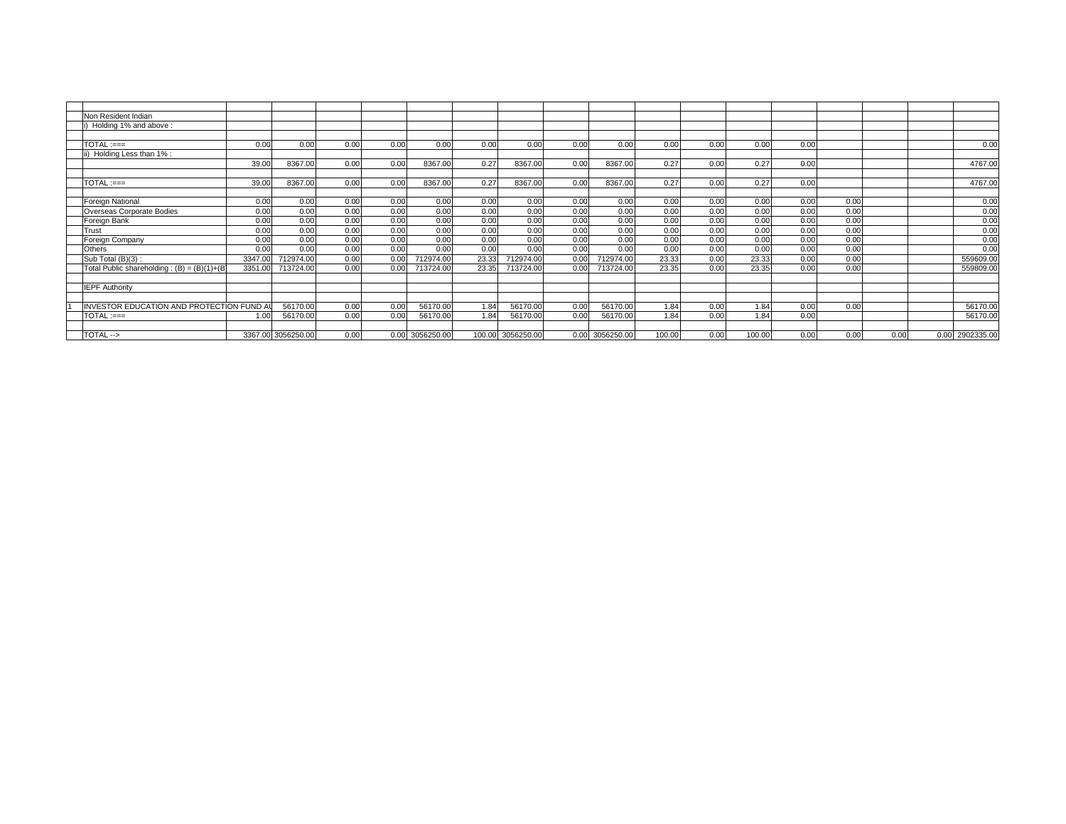| | | | | | | | | | | | | | | | | | | |
|---|---|---|---|---|---|---|---|---|---|---|---|---|---|---|---|---|---|---|
| | Non Resident Indian | | | | | | | | | | | | | | | | | |
| | i) Holding 1% and above : | | | | | | | | | | | | | | | | | |
| | | | | | | | | | | | | | | | | | | |
| | TOTAL :=== | 0.00 | 0.00 | 0.00 | 0.00 | 0.00 | 0.00 | 0.00 | 0.00 | 0.00 | 0.00 | 0.00 | 0.00 | 0.00 | | | | 0.00 |
| | ii) Holding Less than 1% : | | | | | | | | | | | | | | | | | |
| | | 39.00 | 8367.00 | 0.00 | 0.00 | 8367.00 | 0.27 | 8367.00 | 0.00 | 8367.00 | 0.27 | 0.00 | 0.27 | 0.00 | | | | 4767.00 |
| | | | | | | | | | | | | | | | | | | |
| | TOTAL :=== | 39.00 | 8367.00 | 0.00 | 0.00 | 8367.00 | 0.27 | 8367.00 | 0.00 | 8367.00 | 0.27 | 0.00 | 0.27 | 0.00 | | | | 4767.00 |
| | | | | | | | | | | | | | | | | | | |
| | Foreign National | 0.00 | 0.00 | 0.00 | 0.00 | 0.00 | 0.00 | 0.00 | 0.00 | 0.00 | 0.00 | 0.00 | 0.00 | 0.00 | 0.00 | | | 0.00 |
| | Overseas Corporate Bodies | 0.00 | 0.00 | 0.00 | 0.00 | 0.00 | 0.00 | 0.00 | 0.00 | 0.00 | 0.00 | 0.00 | 0.00 | 0.00 | 0.00 | | | 0.00 |
| | Foreign Bank | 0.00 | 0.00 | 0.00 | 0.00 | 0.00 | 0.00 | 0.00 | 0.00 | 0.00 | 0.00 | 0.00 | 0.00 | 0.00 | 0.00 | | | 0.00 |
| | Trust | 0.00 | 0.00 | 0.00 | 0.00 | 0.00 | 0.00 | 0.00 | 0.00 | 0.00 | 0.00 | 0.00 | 0.00 | 0.00 | 0.00 | | | 0.00 |
| | Foreign Company | 0.00 | 0.00 | 0.00 | 0.00 | 0.00 | 0.00 | 0.00 | 0.00 | 0.00 | 0.00 | 0.00 | 0.00 | 0.00 | 0.00 | | | 0.00 |
| | Others | 0.00 | 0.00 | 0.00 | 0.00 | 0.00 | 0.00 | 0.00 | 0.00 | 0.00 | 0.00 | 0.00 | 0.00 | 0.00 | 0.00 | | | 0.00 |
| | Sub Total (B)(3) : | 3347.00 | 712974.00 | 0.00 | 0.00 | 712974.00 | 23.33 | 712974.00 | 0.00 | 712974.00 | 23.33 | 0.00 | 23.33 | 0.00 | 0.00 | | | 559609.00 |
| | Total Public shareholding : (B) = (B)(1)+(B | 3351.00 | 713724.00 | 0.00 | 0.00 | 713724.00 | 23.35 | 713724.00 | 0.00 | 713724.00 | 23.35 | 0.00 | 23.35 | 0.00 | 0.00 | | | 559809.00 |
| | | | | | | | | | | | | | | | | | | |
| | IEPF Authority | | | | | | | | | | | | | | | | | |
| | | | | | | | | | | | | | | | | | | |
| 1 | INVESTOR EDUCATION AND PROTECTION FUND AU | | 56170.00 | 0.00 | 0.00 | 56170.00 | 1.84 | 56170.00 | 0.00 | 56170.00 | 1.84 | 0.00 | 1.84 | 0.00 | 0.00 | | | 56170.00 |
| | TOTAL :=== | 1.00 | 56170.00 | 0.00 | 0.00 | 56170.00 | 1.84 | 56170.00 | 0.00 | 56170.00 | 1.84 | 0.00 | 1.84 | 0.00 | | | | 56170.00 |
| | | | | | | | | | | | | | | | | | | |
| | TOTAL --> | 3367.00 | 3056250.00 | 0.00 | 0.00 | 3056250.00 | 100.00 | 3056250.00 | 0.00 | 3056250.00 | 100.00 | 0.00 | 100.00 | 0.00 | 0.00 | 0.00 | 0.00 | 2902335.00 |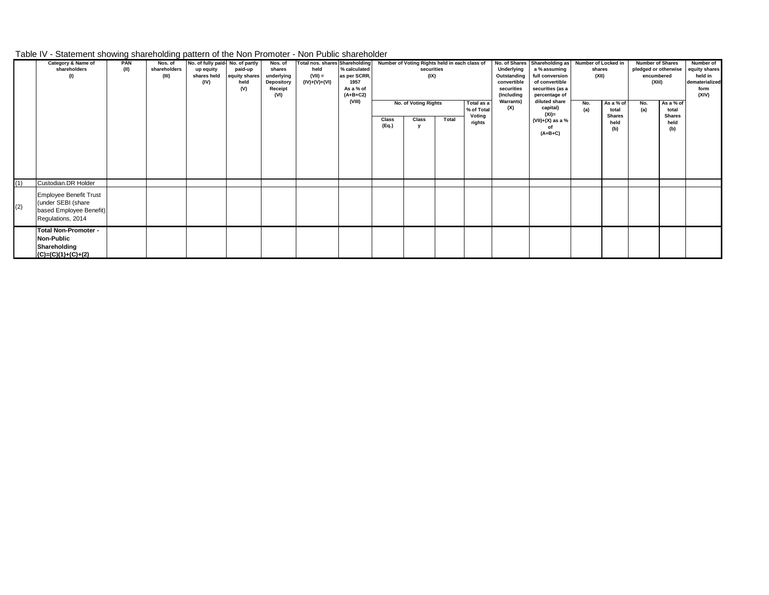Table IV - Statement showing shareholding pattern of the Non Promoter - Non Public shareholder

| | Category & Name of shareholders (I) | PAN (II) | Nos. of shareholders (III) | No. of fully paid-up equity shares held (IV) | No. of partly paid-up equity shares held (V) | Nos. of shares underlying Depository Receipt (VI) | Total nos. shares held (VII) = (IV)+(V)+(VI) | Shareholding % calculated as per SCRR, 1957 As a % of (A+B+C2) (VIII) | Number of Voting Rights held in each class of securities (IX) | | | | No. of Shares Underlying Outstanding convertible securities (Including Warrants) (X) | Shareholding as a % assuming full conversion of convertible securities (as a percentage of diluted share capital) (XI)= (VII)+(X) as a % of (A+B+C) | Number of Locked in shares (XII) | | Number of Shares pledged or otherwise encumbered (XIii) | | Number of equity shares held in dematerialized form (XIV) |
|---|---|---|---|---|---|---|---|---|---|---|---|---|---|---|---|---|---|---|---|
| | | | | | | | | | No. of Voting Rights | | | Total as a % of Total Voting rights | | | No. (a) | As a % of total Shares held (b) | No. (a) | As a % of total Shares held (b) | |
| | | | | | | | | | Class (Eq.) | Class y | Total | | | | | | | | |
| (1) | Custodian.DR Holder | | | | | | | | | | | | | | | | | | |
| (2) | Employee Benefit Trust (under SEBI (share based Employee Benefit) Regulations, 2014 | | | | | | | | | | | | | | | | | | |
| | **Total Non-Promoter - Non-Public Shareholding (C)=(C)(1)+(C)+(2)** | | | | | | | | | | | | | | | | | | |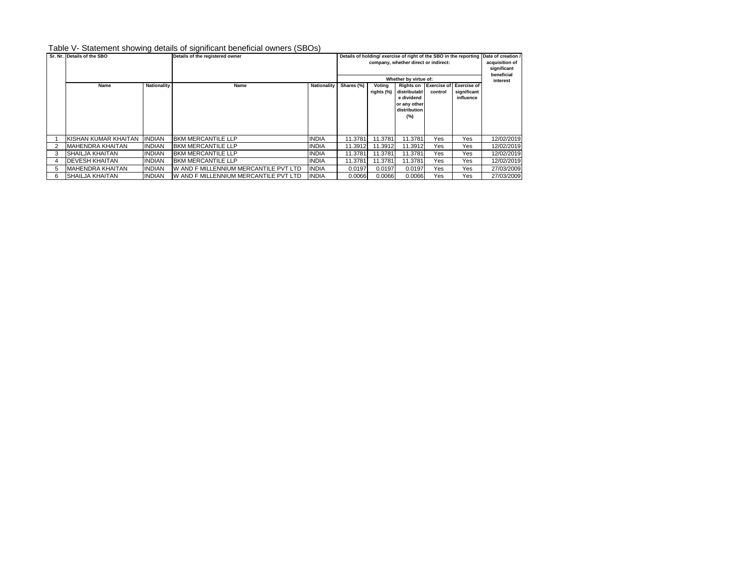Table V- Statement showing details of significant beneficial owners (SBOs)

| Sr. Nr. | Details of the SBO | | Details of the registered owner | | Details of holding/ exercise of right of the SBO in the reporting company, whether direct or indirect: Whether by virtue of: | | | | | Date of creation / acquisition of significant beneficial interest |
|---|---|---|---|---|---|---|---|---|---|---|
| | Name | Nationality | Name | Nationality | Shares (%) | Voting rights (%) | Rights on distributable dividend or any other distribution (%) | Exercise of control | Exercise of significant influence | |
| 1 | KISHAN KUMAR KHAITAN | INDIAN | BKM MERCANTILE LLP | INDIA | 11.3781 | 11.3781 | 11.3781 | Yes | Yes | 12/02/2019 |
| 2 | MAHENDRA KHAITAN | INDIAN | BKM MERCANTILE LLP | INDIA | 11.3912 | 11.3912 | 11.3912 | Yes | Yes | 12/02/2019 |
| 3 | SHAILJA KHAITAN | INDIAN | BKM MERCANTILE LLP | INDIA | 11.3781 | 11.3781 | 11.3781 | Yes | Yes | 12/02/2019 |
| 4 | DEVESH KHAITAN | INDIAN | BKM MERCANTILE LLP | INDIA | 11.3781 | 11.3781 | 11.3781 | Yes | Yes | 12/02/2019 |
| 5 | MAHENDRA KHAITAN | INDIAN | W AND F MILLENNIUM MERCANTILE PVT LTD | INDIA | 0.0197 | 0.0197 | 0.0197 | Yes | Yes | 27/03/2009 |
| 6 | SHAILJA KHAITAN | INDIAN | W AND F MILLENNIUM MERCANTILE PVT LTD | INDIA | 0.0066 | 0.0066 | 0.0066 | Yes | Yes | 27/03/2009 |